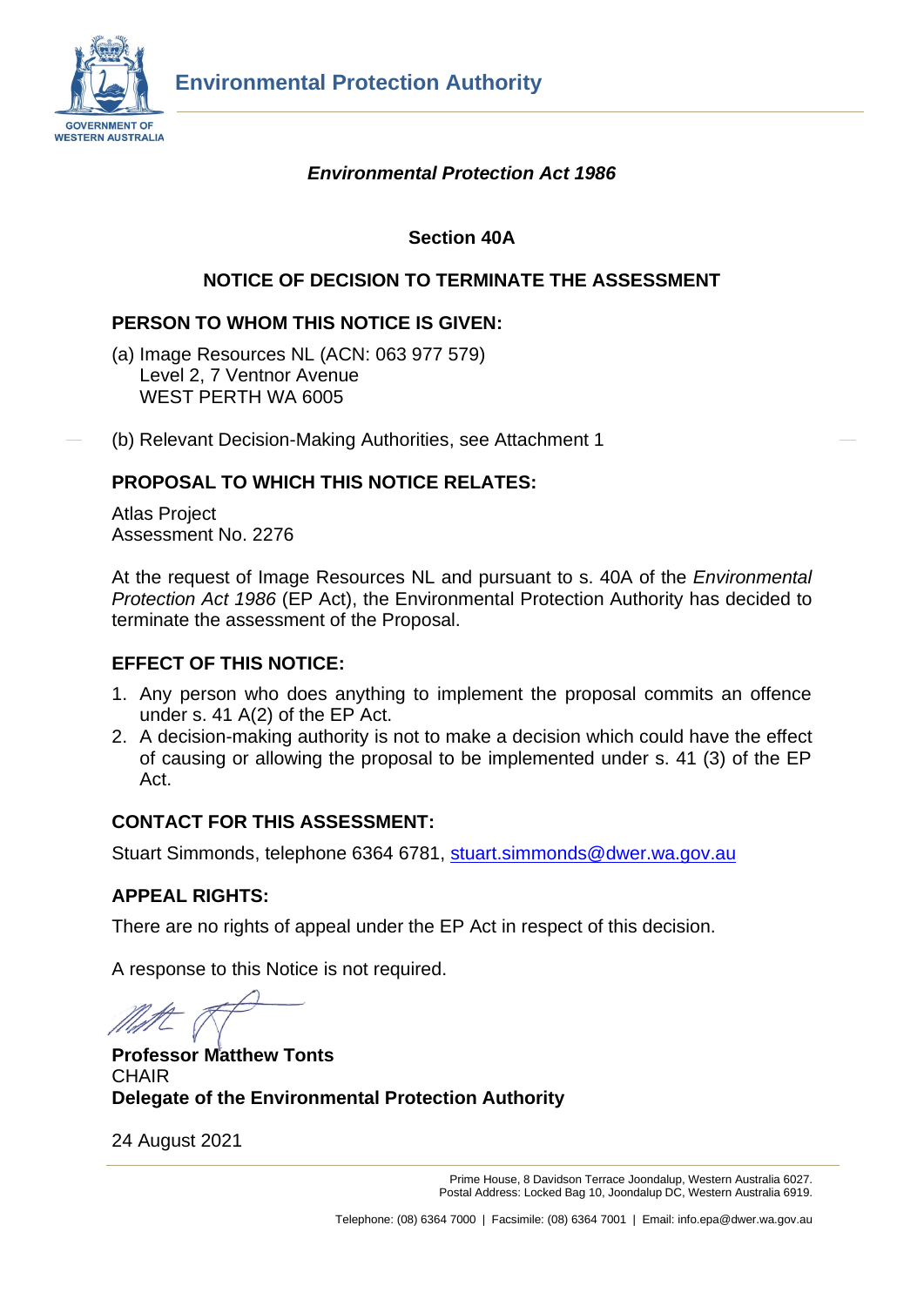**Environmental Protection Authority**

GOVERNMENT OF WESTERN AUSTRALIA

***Environmental Protection Act 1986***

**Section 40A**

## NOTICE OF DECISION TO TERMINATE THE ASSESSMENT

### PERSON TO WHOM THIS NOTICE IS GIVEN:

(a) Image Resources NL (ACN: 063 977 579)
Level 2, 7 Ventnor Avenue
WEST PERTH WA 6005

(b) Relevant Decision-Making Authorities, see Attachment 1

### PROPOSAL TO WHICH THIS NOTICE RELATES:

Atlas Project
Assessment No. 2276

At the request of Image Resources NL and pursuant to s. 40A of the *Environmental Protection Act 1986* (EP Act), the Environmental Protection Authority has decided to terminate the assessment of the Proposal.

### EFFECT OF THIS NOTICE:

1. Any person who does anything to implement the proposal commits an offence under s. 41 A(2) of the EP Act.
2. A decision-making authority is not to make a decision which could have the effect of causing or allowing the proposal to be implemented under s. 41 (3) of the EP Act.

### CONTACT FOR THIS ASSESSMENT:

Stuart Simmonds, telephone 6364 6781, stuart.simmonds@dwer.wa.gov.au

### APPEAL RIGHTS:

There are no rights of appeal under the EP Act in respect of this decision.

A response to this Notice is not required.

**Professor Matthew Tonts**
CHAIR
**Delegate of the Environmental Protection Authority**

24 August 2021

Prime House, 8 Davidson Terrace Joondalup, Western Australia 6027.
Postal Address: Locked Bag 10, Joondalup DC, Western Australia 6919.

Telephone: (08) 6364 7000 | Facsimile: (08) 6364 7001 | Email: info.epa@dwer.wa.gov.au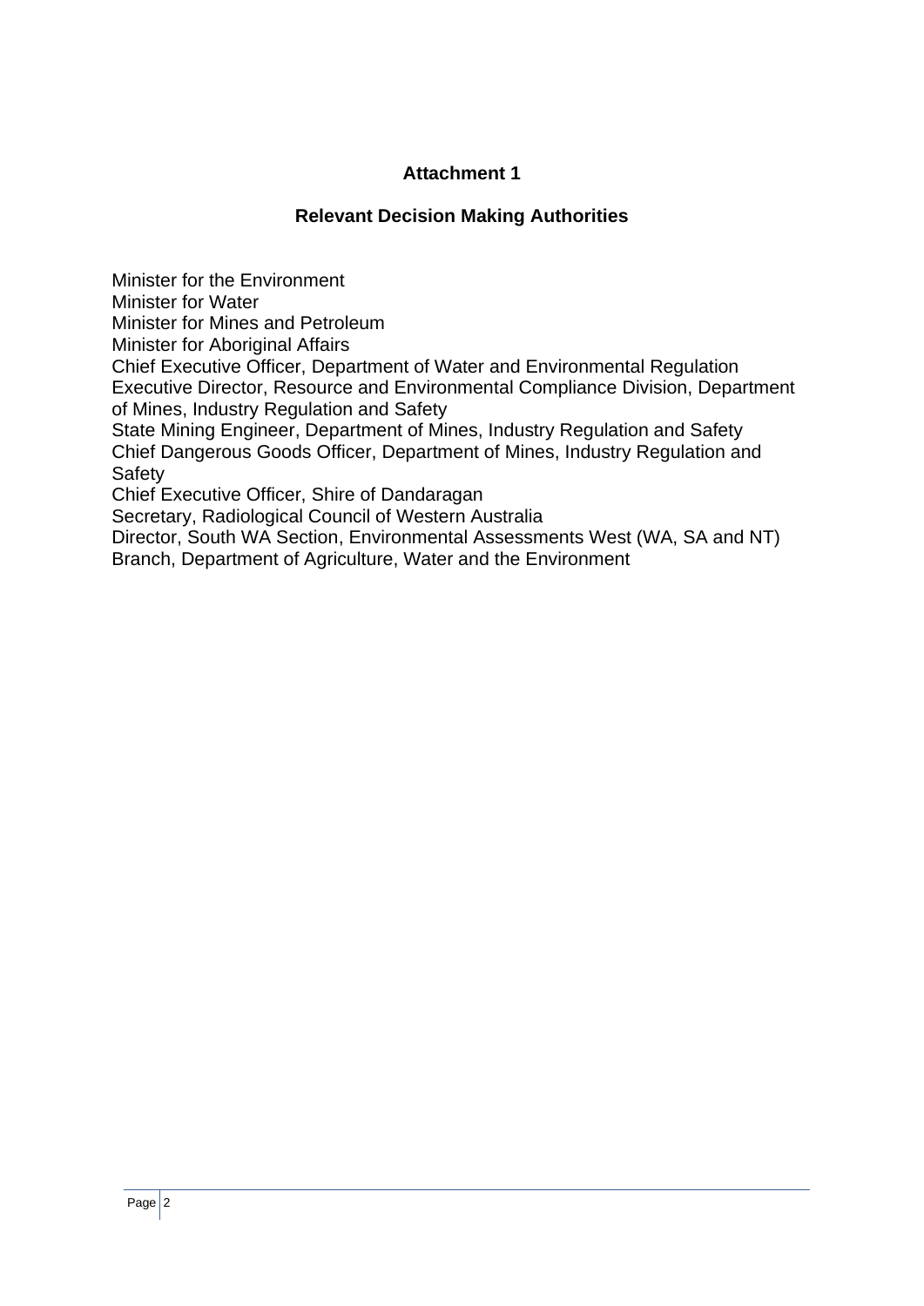**Attachment 1**

**Relevant Decision Making Authorities**

Minister for the Environment
Minister for Water
Minister for Mines and Petroleum
Minister for Aboriginal Affairs
Chief Executive Officer, Department of Water and Environmental Regulation
Executive Director, Resource and Environmental Compliance Division, Department of Mines, Industry Regulation and Safety
State Mining Engineer, Department of Mines, Industry Regulation and Safety
Chief Dangerous Goods Officer, Department of Mines, Industry Regulation and Safety
Chief Executive Officer, Shire of Dandaragan
Secretary, Radiological Council of Western Australia
Director, South WA Section, Environmental Assessments West (WA, SA and NT) Branch, Department of Agriculture, Water and the Environment